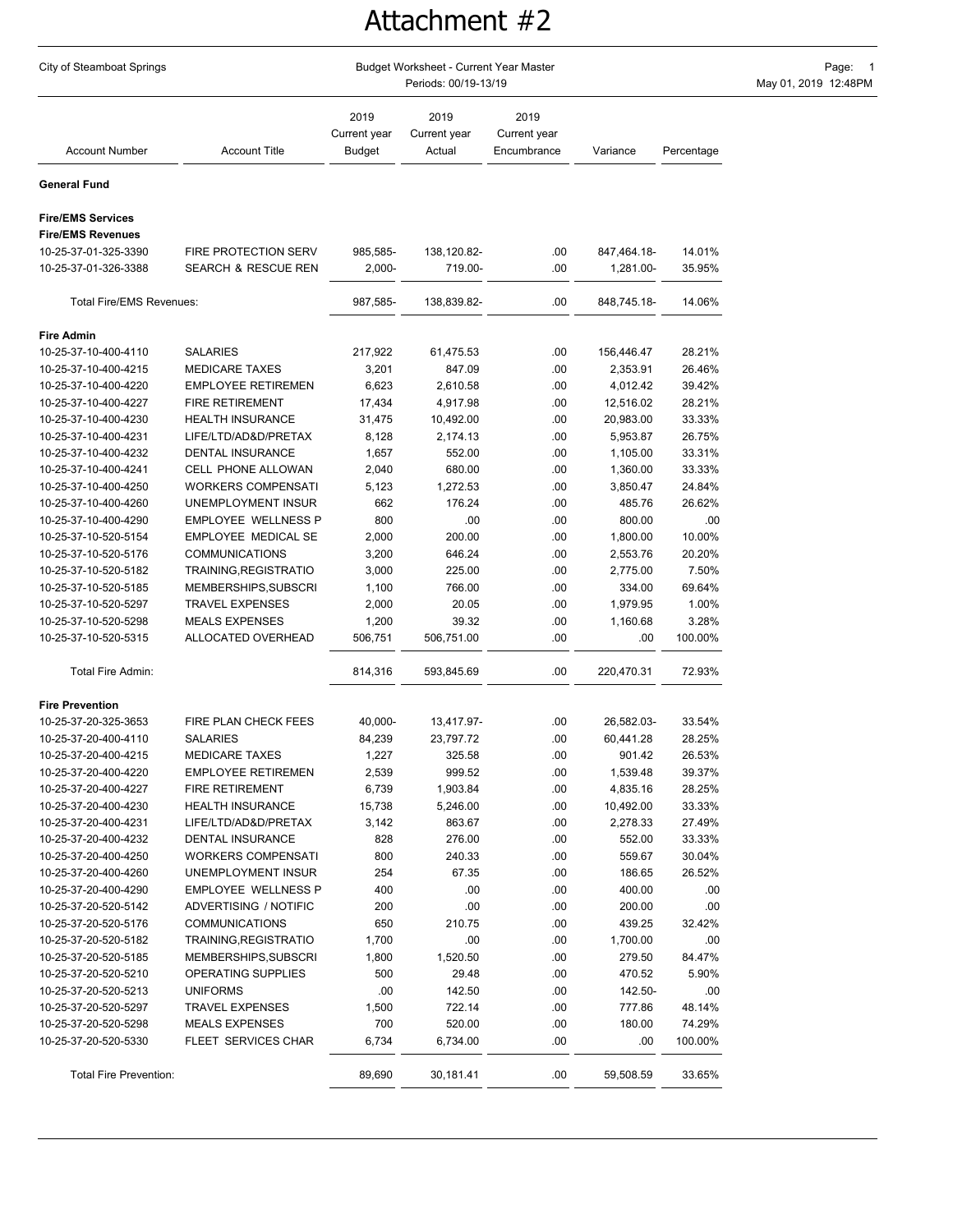# Attachment #2

City of Steamboat Springs

Budget Worksheet - Current Year Master

Periods: 00/19-13/19

| Account Number | Account Title | 2019 Current year Budget | 2019 Current year Actual | 2019 Current year Encumbrance | Variance | Percentage |
|---|---|---|---|---|---|---|
| **General Fund** | | | | | | |
| **Fire/EMS Services** | | | | | | |
| **Fire/EMS Revenues** | | | | | | |
| 10-25-37-01-325-3390 | FIRE PROTECTION SERV | 985,585- | 138,120.82- | .00 | 847,464.18- | 14.01% |
| 10-25-37-01-326-3388 | SEARCH & RESCUE REN | 2,000- | 719.00- | .00 | 1,281.00- | 35.95% |
| Total Fire/EMS Revenues: | | 987,585- | 138,839.82- | .00 | 848,745.18- | 14.06% |
| **Fire Admin** | | | | | | |
| 10-25-37-10-400-4110 | SALARIES | 217,922 | 61,475.53 | .00 | 156,446.47 | 28.21% |
| 10-25-37-10-400-4215 | MEDICARE TAXES | 3,201 | 847.09 | .00 | 2,353.91 | 26.46% |
| 10-25-37-10-400-4220 | EMPLOYEE RETIREMEN | 6,623 | 2,610.58 | .00 | 4,012.42 | 39.42% |
| 10-25-37-10-400-4227 | FIRE RETIREMENT | 17,434 | 4,917.98 | .00 | 12,516.02 | 28.21% |
| 10-25-37-10-400-4230 | HEALTH INSURANCE | 31,475 | 10,492.00 | .00 | 20,983.00 | 33.33% |
| 10-25-37-10-400-4231 | LIFE/LTD/AD&D/PRETAX | 8,128 | 2,174.13 | .00 | 5,953.87 | 26.75% |
| 10-25-37-10-400-4232 | DENTAL INSURANCE | 1,657 | 552.00 | .00 | 1,105.00 | 33.31% |
| 10-25-37-10-400-4241 | CELL PHONE ALLOWAN | 2,040 | 680.00 | .00 | 1,360.00 | 33.33% |
| 10-25-37-10-400-4250 | WORKERS COMPENSATI | 5,123 | 1,272.53 | .00 | 3,850.47 | 24.84% |
| 10-25-37-10-400-4260 | UNEMPLOYMENT INSUR | 662 | 176.24 | .00 | 485.76 | 26.62% |
| 10-25-37-10-400-4290 | EMPLOYEE WELLNESS P | 800 | .00 | .00 | 800.00 | .00 |
| 10-25-37-10-520-5154 | EMPLOYEE MEDICAL SE | 2,000 | 200.00 | .00 | 1,800.00 | 10.00% |
| 10-25-37-10-520-5176 | COMMUNICATIONS | 3,200 | 646.24 | .00 | 2,553.76 | 20.20% |
| 10-25-37-10-520-5182 | TRAINING,REGISTRATIO | 3,000 | 225.00 | .00 | 2,775.00 | 7.50% |
| 10-25-37-10-520-5185 | MEMBERSHIPS,SUBSCRI | 1,100 | 766.00 | .00 | 334.00 | 69.64% |
| 10-25-37-10-520-5297 | TRAVEL EXPENSES | 2,000 | 20.05 | .00 | 1,979.95 | 1.00% |
| 10-25-37-10-520-5298 | MEALS EXPENSES | 1,200 | 39.32 | .00 | 1,160.68 | 3.28% |
| 10-25-37-10-520-5315 | ALLOCATED OVERHEAD | 506,751 | 506,751.00 | .00 | .00 | 100.00% |
| Total Fire Admin: | | 814,316 | 593,845.69 | .00 | 220,470.31 | 72.93% |
| **Fire Prevention** | | | | | | |
| 10-25-37-20-325-3653 | FIRE PLAN CHECK FEES | 40,000- | 13,417.97- | .00 | 26,582.03- | 33.54% |
| 10-25-37-20-400-4110 | SALARIES | 84,239 | 23,797.72 | .00 | 60,441.28 | 28.25% |
| 10-25-37-20-400-4215 | MEDICARE TAXES | 1,227 | 325.58 | .00 | 901.42 | 26.53% |
| 10-25-37-20-400-4220 | EMPLOYEE RETIREMEN | 2,539 | 999.52 | .00 | 1,539.48 | 39.37% |
| 10-25-37-20-400-4227 | FIRE RETIREMENT | 6,739 | 1,903.84 | .00 | 4,835.16 | 28.25% |
| 10-25-37-20-400-4230 | HEALTH INSURANCE | 15,738 | 5,246.00 | .00 | 10,492.00 | 33.33% |
| 10-25-37-20-400-4231 | LIFE/LTD/AD&D/PRETAX | 3,142 | 863.67 | .00 | 2,278.33 | 27.49% |
| 10-25-37-20-400-4232 | DENTAL INSURANCE | 828 | 276.00 | .00 | 552.00 | 33.33% |
| 10-25-37-20-400-4250 | WORKERS COMPENSATI | 800 | 240.33 | .00 | 559.67 | 30.04% |
| 10-25-37-20-400-4260 | UNEMPLOYMENT INSUR | 254 | 67.35 | .00 | 186.65 | 26.52% |
| 10-25-37-20-400-4290 | EMPLOYEE WELLNESS P | 400 | .00 | .00 | 400.00 | .00 |
| 10-25-37-20-520-5142 | ADVERTISING / NOTIFIC | 200 | .00 | .00 | 200.00 | .00 |
| 10-25-37-20-520-5176 | COMMUNICATIONS | 650 | 210.75 | .00 | 439.25 | 32.42% |
| 10-25-37-20-520-5182 | TRAINING,REGISTRATIO | 1,700 | .00 | .00 | 1,700.00 | .00 |
| 10-25-37-20-520-5185 | MEMBERSHIPS,SUBSCRI | 1,800 | 1,520.50 | .00 | 279.50 | 84.47% |
| 10-25-37-20-520-5210 | OPERATING SUPPLIES | 500 | 29.48 | .00 | 470.52 | 5.90% |
| 10-25-37-20-520-5213 | UNIFORMS | .00 | 142.50 | .00 | 142.50- | .00 |
| 10-25-37-20-520-5297 | TRAVEL EXPENSES | 1,500 | 722.14 | .00 | 777.86 | 48.14% |
| 10-25-37-20-520-5298 | MEALS EXPENSES | 700 | 520.00 | .00 | 180.00 | 74.29% |
| 10-25-37-20-520-5330 | FLEET SERVICES CHAR | 6,734 | 6,734.00 | .00 | .00 | 100.00% |
| Total Fire Prevention: | | 89,690 | 30,181.41 | .00 | 59,508.59 | 33.65% |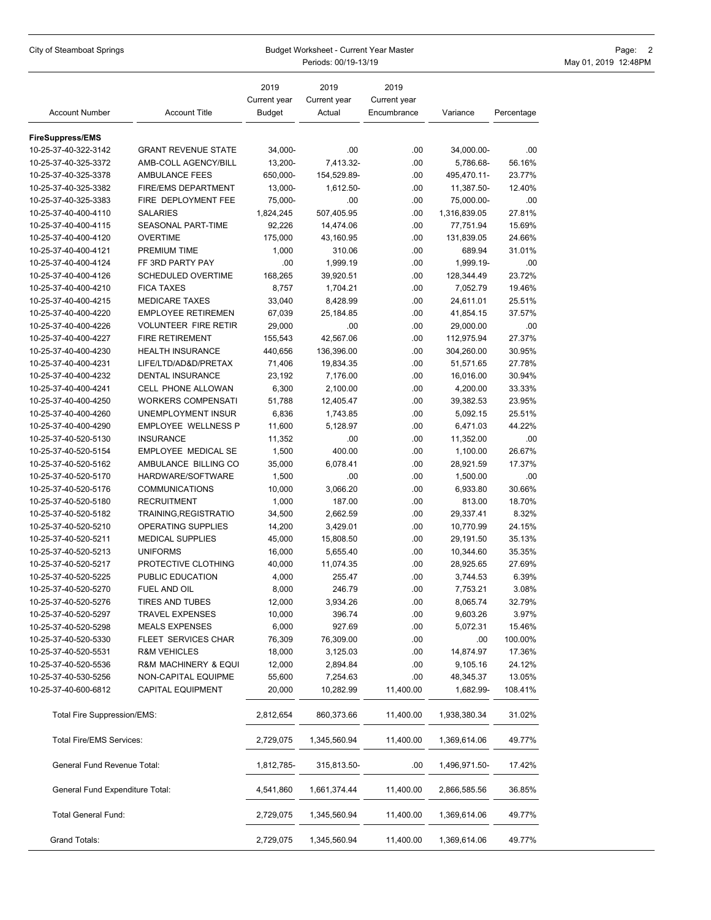City of Steamboat Springs

Budget Worksheet - Current Year Master

Periods: 00/19-13/19

| Account Number | Account Title | 2019 Current year Budget | 2019 Current year Actual | 2019 Current year Encumbrance | Variance | Percentage |
|---|---|---|---|---|---|---|
| **FireSuppress/EMS** | | | | | | |
| 10-25-37-40-322-3142 | GRANT REVENUE STATE | 34,000- | .00 | .00 | 34,000.00- | .00 |
| 10-25-37-40-325-3372 | AMB-COLL AGENCY/BILL | 13,200- | 7,413.32- | .00 | 5,786.68- | 56.16% |
| 10-25-37-40-325-3378 | AMBULANCE FEES | 650,000- | 154,529.89- | .00 | 495,470.11- | 23.77% |
| 10-25-37-40-325-3382 | FIRE/EMS DEPARTMENT | 13,000- | 1,612.50- | .00 | 11,387.50- | 12.40% |
| 10-25-37-40-325-3383 | FIRE DEPLOYMENT FEE | 75,000- | .00 | .00 | 75,000.00- | .00 |
| 10-25-37-40-400-4110 | SALARIES | 1,824,245 | 507,405.95 | .00 | 1,316,839.05 | 27.81% |
| 10-25-37-40-400-4115 | SEASONAL PART-TIME | 92,226 | 14,474.06 | .00 | 77,751.94 | 15.69% |
| 10-25-37-40-400-4120 | OVERTIME | 175,000 | 43,160.95 | .00 | 131,839.05 | 24.66% |
| 10-25-37-40-400-4121 | PREMIUM TIME | 1,000 | 310.06 | .00 | 689.94 | 31.01% |
| 10-25-37-40-400-4124 | FF 3RD PARTY PAY | .00 | 1,999.19 | .00 | 1,999.19- | .00 |
| 10-25-37-40-400-4126 | SCHEDULED OVERTIME | 168,265 | 39,920.51 | .00 | 128,344.49 | 23.72% |
| 10-25-37-40-400-4210 | FICA TAXES | 8,757 | 1,704.21 | .00 | 7,052.79 | 19.46% |
| 10-25-37-40-400-4215 | MEDICARE TAXES | 33,040 | 8,428.99 | .00 | 24,611.01 | 25.51% |
| 10-25-37-40-400-4220 | EMPLOYEE RETIREMEN | 67,039 | 25,184.85 | .00 | 41,854.15 | 37.57% |
| 10-25-37-40-400-4226 | VOLUNTEER FIRE RETIR | 29,000 | .00 | .00 | 29,000.00 | .00 |
| 10-25-37-40-400-4227 | FIRE RETIREMENT | 155,543 | 42,567.06 | .00 | 112,975.94 | 27.37% |
| 10-25-37-40-400-4230 | HEALTH INSURANCE | 440,656 | 136,396.00 | .00 | 304,260.00 | 30.95% |
| 10-25-37-40-400-4231 | LIFE/LTD/AD&D/PRETAX | 71,406 | 19,834.35 | .00 | 51,571.65 | 27.78% |
| 10-25-37-40-400-4232 | DENTAL INSURANCE | 23,192 | 7,176.00 | .00 | 16,016.00 | 30.94% |
| 10-25-37-40-400-4241 | CELL PHONE ALLOWAN | 6,300 | 2,100.00 | .00 | 4,200.00 | 33.33% |
| 10-25-37-40-400-4250 | WORKERS COMPENSATI | 51,788 | 12,405.47 | .00 | 39,382.53 | 23.95% |
| 10-25-37-40-400-4260 | UNEMPLOYMENT INSUR | 6,836 | 1,743.85 | .00 | 5,092.15 | 25.51% |
| 10-25-37-40-400-4290 | EMPLOYEE WELLNESS P | 11,600 | 5,128.97 | .00 | 6,471.03 | 44.22% |
| 10-25-37-40-520-5130 | INSURANCE | 11,352 | .00 | .00 | 11,352.00 | .00 |
| 10-25-37-40-520-5154 | EMPLOYEE MEDICAL SE | 1,500 | 400.00 | .00 | 1,100.00 | 26.67% |
| 10-25-37-40-520-5162 | AMBULANCE BILLING CO | 35,000 | 6,078.41 | .00 | 28,921.59 | 17.37% |
| 10-25-37-40-520-5170 | HARDWARE/SOFTWARE | 1,500 | .00 | .00 | 1,500.00 | .00 |
| 10-25-37-40-520-5176 | COMMUNICATIONS | 10,000 | 3,066.20 | .00 | 6,933.80 | 30.66% |
| 10-25-37-40-520-5180 | RECRUITMENT | 1,000 | 187.00 | .00 | 813.00 | 18.70% |
| 10-25-37-40-520-5182 | TRAINING,REGISTRATIO | 34,500 | 2,662.59 | .00 | 29,337.41 | 8.32% |
| 10-25-37-40-520-5210 | OPERATING SUPPLIES | 14,200 | 3,429.01 | .00 | 10,770.99 | 24.15% |
| 10-25-37-40-520-5211 | MEDICAL SUPPLIES | 45,000 | 15,808.50 | .00 | 29,191.50 | 35.13% |
| 10-25-37-40-520-5213 | UNIFORMS | 16,000 | 5,655.40 | .00 | 10,344.60 | 35.35% |
| 10-25-37-40-520-5217 | PROTECTIVE CLOTHING | 40,000 | 11,074.35 | .00 | 28,925.65 | 27.69% |
| 10-25-37-40-520-5225 | PUBLIC EDUCATION | 4,000 | 255.47 | .00 | 3,744.53 | 6.39% |
| 10-25-37-40-520-5270 | FUEL AND OIL | 8,000 | 246.79 | .00 | 7,753.21 | 3.08% |
| 10-25-37-40-520-5276 | TIRES AND TUBES | 12,000 | 3,934.26 | .00 | 8,065.74 | 32.79% |
| 10-25-37-40-520-5297 | TRAVEL EXPENSES | 10,000 | 396.74 | .00 | 9,603.26 | 3.97% |
| 10-25-37-40-520-5298 | MEALS EXPENSES | 6,000 | 927.69 | .00 | 5,072.31 | 15.46% |
| 10-25-37-40-520-5330 | FLEET SERVICES CHAR | 76,309 | 76,309.00 | .00 | .00 | 100.00% |
| 10-25-37-40-520-5531 | R&M VEHICLES | 18,000 | 3,125.03 | .00 | 14,874.97 | 17.36% |
| 10-25-37-40-520-5536 | R&M MACHINERY & EQUI | 12,000 | 2,894.84 | .00 | 9,105.16 | 24.12% |
| 10-25-37-40-530-5256 | NON-CAPITAL EQUIPME | 55,600 | 7,254.63 | .00 | 48,345.37 | 13.05% |
| 10-25-37-40-600-6812 | CAPITAL EQUIPMENT | 20,000 | 10,282.99 | 11,400.00 | 1,682.99- | 108.41% |
| Total Fire Suppression/EMS: | | 2,812,654 | 860,373.66 | 11,400.00 | 1,938,380.34 | 31.02% |
| Total Fire/EMS Services: | | 2,729,075 | 1,345,560.94 | 11,400.00 | 1,369,614.06 | 49.77% |
| General Fund Revenue Total: | | 1,812,785- | 315,813.50- | .00 | 1,496,971.50- | 17.42% |
| General Fund Expenditure Total: | | 4,541,860 | 1,661,374.44 | 11,400.00 | 2,866,585.56 | 36.85% |
| Total General Fund: | | 2,729,075 | 1,345,560.94 | 11,400.00 | 1,369,614.06 | 49.77% |
| Grand Totals: | | 2,729,075 | 1,345,560.94 | 11,400.00 | 1,369,614.06 | 49.77% |